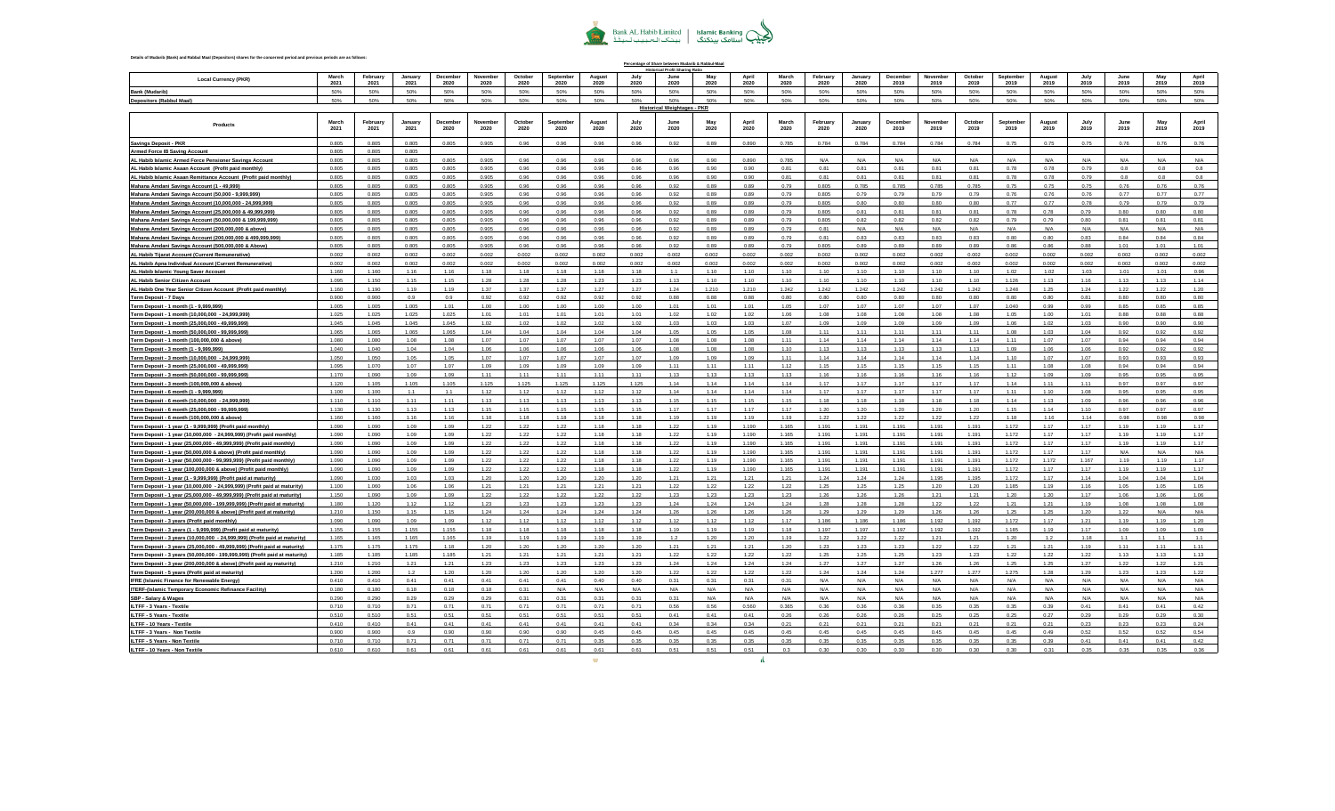Bank AL Habib Limited | Islamic Banking

Details of Mudarib (Bank) and Rabbul Maal (Depositors) shares for the concerned period and previous periods are as follows:

**Percentage of Share between Mudarib & Rabbul Maal**

**Historical Profit Sharing Ratio**

| Local Currency (PKR) | March 2021 | February 2021 | January 2021 | December 2020 | November 2020 | October 2020 | September 2020 | August 2020 | July 2020 | June 2020 | May 2020 | April 2020 | March 2020 | February 2020 | January 2020 | December 2019 | November 2019 | October 2019 | September 2019 | August 2019 | July 2019 | June 2019 | May 2019 | April 2019 |
|---|---|---|---|---|---|---|---|---|---|---|---|---|---|---|---|---|---|---|---|---|---|---|---|---|
| Bank (Mudarib) | 50% | 50% | 50% | 50% | 50% | 50% | 50% | 50% | 50% | 50% | 50% | 50% | 50% | 50% | 50% | 50% | 50% | 50% | 50% | 50% | 50% | 50% | 50% | 50% |
| Depositors (Rabbul Maal) | 50% | 50% | 50% | 50% | 50% | 50% | 50% | 50% | 50% | 50% | 50% | 50% | 50% | 50% | 50% | 50% | 50% | 50% | 50% | 50% | 50% | 50% | 50% | 50% |

**Historical Weightages - PKR**

| Products | March 2021 | February 2021 | January 2021 | December 2020 | November 2020 | October 2020 | September 2020 | August 2020 | July 2020 | June 2020 | May 2020 | April 2020 | March 2020 | February 2020 | January 2020 | December 2019 | November 2019 | October 2019 | September 2019 | August 2019 | July 2019 | June 2019 | May 2019 | April 2019 |
|---|---|---|---|---|---|---|---|---|---|---|---|---|---|---|---|---|---|---|---|---|---|---|---|---|
| Savings Deposit - PKR | 0.805 | 0.805 | 0.805 | 0.805 | 0.905 | 0.96 | 0.96 | 0.96 | 0.96 | 0.92 | 0.89 | 0.890 | 0.785 | 0.784 | 0.784 | 0.784 | 0.784 | 0.784 | 0.75 | 0.75 | 0.75 | 0.76 | 0.76 | 0.76 |
| Armed Force IB Saving Account | 0.805 | 0.805 | 0.805 | | | | | | | | | | | | | | | | | | | | | |
| AL Habib Islamic Armed Force Pensioner Savings Account | 0.805 | 0.805 | 0.805 | 0.805 | 0.905 | 0.96 | 0.96 | 0.96 | 0.96 | 0.96 | 0.90 | 0.890 | 0.785 | N/A | N/A | N/A | N/A | N/A | N/A | N/A | N/A | N/A | N/A | N/A |
| AL Habib Islamic Asaan Account (Profit paid monthly) | 0.805 | 0.805 | 0.805 | 0.805 | 0.905 | 0.96 | 0.96 | 0.96 | 0.96 | 0.96 | 0.90 | 0.90 | 0.81 | 0.81 | 0.81 | 0.81 | 0.81 | 0.81 | 0.78 | 0.78 | 0.79 | 0.8 | 0.8 | 0.8 |
| AL Habib Islamic Asaan Remittance Account (Profit paid monthly) | 0.805 | 0.805 | 0.805 | 0.805 | 0.905 | 0.96 | 0.96 | 0.96 | 0.96 | 0.96 | 0.90 | 0.90 | 0.81 | 0.81 | 0.81 | 0.81 | 0.81 | 0.81 | 0.78 | 0.78 | 0.79 | 0.8 | 0.8 | 0.8 |
| Mahana Amdani Savings Account (1 - 49,999) | 0.805 | 0.805 | 0.805 | 0.805 | 0.905 | 0.96 | 0.96 | 0.96 | 0.96 | 0.92 | 0.89 | 0.89 | 0.79 | 0.805 | 0.785 | 0.785 | 0.785 | 0.785 | 0.75 | 0.75 | 0.75 | 0.76 | 0.76 | 0.76 |
| Mahana Amdani Savings Account (50,000 - 9,999,999) | 0.805 | 0.805 | 0.805 | 0.805 | 0.905 | 0.96 | 0.96 | 0.96 | 0.96 | 0.92 | 0.89 | 0.89 | 0.79 | 0.805 | 0.79 | 0.79 | 0.79 | 0.79 | 0.76 | 0.76 | 0.76 | 0.77 | 0.77 | 0.77 |
| Mahana Amdani Savings Account (10,000,000 - 24,999,999) | 0.805 | 0.805 | 0.805 | 0.805 | 0.905 | 0.96 | 0.96 | 0.96 | 0.96 | 0.92 | 0.89 | 0.89 | 0.79 | 0.805 | 0.80 | 0.80 | 0.80 | 0.80 | 0.77 | 0.77 | 0.78 | 0.79 | 0.79 | 0.79 |
| Mahana Amdani Savings Account (25,000,000 & 49,999,999) | 0.805 | 0.805 | 0.805 | 0.805 | 0.905 | 0.96 | 0.96 | 0.96 | 0.96 | 0.92 | 0.89 | 0.89 | 0.79 | 0.805 | 0.81 | 0.81 | 0.81 | 0.81 | 0.78 | 0.78 | 0.79 | 0.80 | 0.80 | 0.80 |
| Mahana Amdani Savings Account (50,000,000 & 199,999,999) | 0.805 | 0.805 | 0.805 | 0.805 | 0.905 | 0.96 | 0.96 | 0.96 | 0.96 | 0.92 | 0.89 | 0.89 | 0.79 | 0.805 | 0.82 | 0.82 | 0.82 | 0.82 | 0.79 | 0.79 | 0.80 | 0.81 | 0.81 | 0.81 |
| Mahana Amdani Savings Account (200,000,000 & above) | 0.805 | 0.805 | 0.805 | 0.805 | 0.905 | 0.96 | 0.96 | 0.96 | 0.96 | 0.92 | 0.89 | 0.89 | 0.79 | 0.81 | N/A | N/A | N/A | N/A | N/A | N/A | N/A | N/A | N/A | N/A |
| Mahana Amdani Savings Account (200,000,000 & 499,999,999) | 0.805 | 0.805 | 0.805 | 0.805 | 0.905 | 0.96 | 0.96 | 0.96 | 0.96 | 0.92 | 0.89 | 0.89 | 0.79 | 0.81 | 0.83 | 0.83 | 0.83 | 0.83 | 0.80 | 0.80 | 0.83 | 0.84 | 0.84 | 0.84 |
| Mahana Amdani Savings Account (500,000,000 & Above) | 0.805 | 0.805 | 0.805 | 0.805 | 0.905 | 0.96 | 0.96 | 0.96 | 0.96 | 0.92 | 0.89 | 0.89 | 0.79 | 0.805 | 0.89 | 0.89 | 0.89 | 0.89 | 0.86 | 0.86 | 0.88 | 1.01 | 1.01 | 1.01 |
| AL Habib Tijarat Account (Current Remunerative) | 0.002 | 0.002 | 0.002 | 0.002 | 0.002 | 0.002 | 0.002 | 0.002 | 0.002 | 0.002 | 0.002 | 0.002 | 0.002 | 0.002 | 0.002 | 0.002 | 0.002 | 0.002 | 0.002 | 0.002 | 0.002 | 0.002 | 0.002 | 0.002 |
| AL Habib Apna Individual Account (Current Remunerative) | 0.002 | 0.002 | 0.002 | 0.002 | 0.002 | 0.002 | 0.002 | 0.002 | 0.002 | 0.002 | 0.002 | 0.002 | 0.002 | 0.002 | 0.002 | 0.002 | 0.002 | 0.002 | 0.002 | 0.002 | 0.002 | 0.002 | 0.002 | 0.002 |
| AL Habib Islamic Young Saver Account | 1.160 | 1.160 | 1.16 | 1.16 | 1.18 | 1.18 | 1.18 | 1.18 | 1.18 | 1.1 | 1.10 | 1.10 | 1.10 | 1.10 | 1.10 | 1.10 | 1.10 | 1.10 | 1.02 | 1.02 | 1.03 | 1.01 | 1.01 | 0.96 |
| AL Habib Senior Citizen Account | 1.095 | 1.150 | 1.15 | 1.15 | 1.28 | 1.28 | 1.28 | 1.23 | 1.23 | 1.13 | 1.10 | 1.10 | 1.10 | 1.10 | 1.10 | 1.10 | 1.10 | 1.10 | 1.126 | 1.13 | 1.16 | 1.13 | 1.13 | 1.14 |
| AL Habib One Year Senior Citizen Account (Profit paid monthly) | 1.160 | 1.190 | 1.19 | 1.19 | 1.37 | 1.37 | 1.37 | 1.27 | 1.27 | 1.24 | 1.210 | 1.210 | 1.242 | 1.242 | 1.242 | 1.242 | 1.242 | 1.242 | 1.248 | 1.25 | 1.24 | 1.22 | 1.22 | 1.20 |
| Term Deposit - 7 Days | 0.900 | 0.900 | 0.9 | 0.9 | 0.92 | 0.92 | 0.92 | 0.92 | 0.92 | 0.88 | 0.88 | 0.88 | 0.80 | 0.80 | 0.80 | 0.80 | 0.80 | 0.80 | 0.80 | 0.80 | 0.81 | 0.80 | 0.80 | 0.80 |
| Term Deposit - 1 month (1 - 9,999,999) | 1.005 | 1.005 | 1.005 | 1.01 | 1.00 | 1.00 | 1.00 | 1.00 | 1.00 | 1.01 | 1.01 | 1.01 | 1.05 | 1.07 | 1.07 | 1.07 | 1.07 | 1.07 | 1.040 | 0.99 | 0.99 | 0.85 | 0.85 | 0.85 |
| Term Deposit - 1 month (10,000,000 - 24,999,999) | 1.025 | 1.025 | 1.025 | 1.025 | 1.01 | 1.01 | 1.01 | 1.01 | 1.01 | 1.02 | 1.02 | 1.02 | 1.06 | 1.08 | 1.08 | 1.08 | 1.08 | 1.08 | 1.05 | 1.00 | 1.01 | 0.88 | 0.88 | 0.88 |
| Term Deposit - 1 month (25,000,000 - 49,999,999) | 1.045 | 1.045 | 1.045 | 1.045 | 1.02 | 1.02 | 1.02 | 1.02 | 1.02 | 1.03 | 1.03 | 1.03 | 1.07 | 1.09 | 1.09 | 1.09 | 1.09 | 1.09 | 1.06 | 1.02 | 1.03 | 0.90 | 0.90 | 0.90 |
| Term Deposit - 1 month (50,000,000 - 99,999,999) | 1.065 | 1.065 | 1.065 | 1.065 | 1.04 | 1.04 | 1.04 | 1.04 | 1.04 | 1.05 | 1.05 | 1.05 | 1.08 | 1.11 | 1.11 | 1.11 | 1.11 | 1.11 | 1.08 | 1.03 | 1.04 | 0.92 | 0.92 | 0.92 |
| Term Deposit - 1 month (100,000,000 & above) | 1.080 | 1.080 | 1.08 | 1.08 | 1.07 | 1.07 | 1.07 | 1.07 | 1.07 | 1.08 | 1.08 | 1.08 | 1.11 | 1.14 | 1.14 | 1.14 | 1.14 | 1.14 | 1.11 | 1.07 | 1.07 | 0.94 | 0.94 | 0.94 |
| Term Deposit - 3 month (1 - 9,999,999) | 1.040 | 1.040 | 1.04 | 1.04 | 1.06 | 1.06 | 1.06 | 1.06 | 1.06 | 1.08 | 1.08 | 1.08 | 1.10 | 1.13 | 1.13 | 1.13 | 1.13 | 1.13 | 1.09 | 1.06 | 1.06 | 0.92 | 0.92 | 0.92 |
| Term Deposit - 3 month (10,000,000 - 24,999,999) | 1.050 | 1.050 | 1.05 | 1.05 | 1.07 | 1.07 | 1.07 | 1.07 | 1.07 | 1.09 | 1.09 | 1.09 | 1.11 | 1.14 | 1.14 | 1.14 | 1.14 | 1.14 | 1.10 | 1.07 | 1.07 | 0.93 | 0.93 | 0.93 |
| Term Deposit - 3 month (25,000,000 - 49,999,999) | 1.095 | 1.070 | 1.07 | 1.07 | 1.09 | 1.09 | 1.09 | 1.09 | 1.09 | 1.11 | 1.11 | 1.11 | 1.12 | 1.15 | 1.15 | 1.15 | 1.15 | 1.15 | 1.11 | 1.08 | 1.08 | 0.94 | 0.94 | 0.94 |
| Term Deposit - 3 month (50,000,000 - 99,999,999) | 1.170 | 1.090 | 1.09 | 1.09 | 1.11 | 1.11 | 1.11 | 1.11 | 1.11 | 1.13 | 1.13 | 1.13 | 1.13 | 1.16 | 1.16 | 1.16 | 1.16 | 1.16 | 1.12 | 1.09 | 1.09 | 0.95 | 0.95 | 0.95 |
| Term Deposit - 3 month (100,000,000 & above) | 1.120 | 1.105 | 1.105 | 1.105 | 1.125 | 1.125 | 1.125 | 1.125 | 1.125 | 1.14 | 1.14 | 1.14 | 1.14 | 1.17 | 1.17 | 1.17 | 1.17 | 1.17 | 1.14 | 1.11 | 1.11 | 0.97 | 0.97 | 0.97 |
| Term Deposit - 6 month (1 - 9,999,999) | 1.100 | 1.100 | 1.1 | 1.1 | 1.12 | 1.12 | 1.12 | 1.12 | 1.12 | 1.14 | 1.14 | 1.14 | 1.14 | 1.17 | 1.17 | 1.17 | 1.17 | 1.17 | 1.11 | 1.10 | 1.08 | 0.95 | 0.95 | 0.95 |
| Term Deposit - 6 month (10,000,000 - 24,999,999) | 1.110 | 1.110 | 1.11 | 1.11 | 1.13 | 1.13 | 1.13 | 1.13 | 1.13 | 1.15 | 1.15 | 1.15 | 1.15 | 1.18 | 1.18 | 1.18 | 1.18 | 1.18 | 1.14 | 1.13 | 1.09 | 0.96 | 0.96 | 0.96 |
| Term Deposit - 6 month (25,000,000 - 99,999,999) | 1.130 | 1.130 | 1.13 | 1.13 | 1.15 | 1.15 | 1.15 | 1.15 | 1.15 | 1.17 | 1.17 | 1.17 | 1.17 | 1.20 | 1.20 | 1.20 | 1.20 | 1.20 | 1.15 | 1.14 | 1.10 | 0.97 | 0.97 | 0.97 |
| Term Deposit - 6 month (100,000,000 & above) | 1.160 | 1.160 | 1.16 | 1.16 | 1.18 | 1.18 | 1.18 | 1.18 | 1.18 | 1.19 | 1.19 | 1.19 | 1.19 | 1.22 | 1.22 | 1.22 | 1.22 | 1.22 | 1.18 | 1.16 | 1.14 | 0.98 | 0.98 | 0.98 |
| Term Deposit - 1 year (1 - 9,999,999) (Profit paid monthly) | 1.090 | 1.090 | 1.09 | 1.09 | 1.22 | 1.22 | 1.22 | 1.18 | 1.18 | 1.22 | 1.19 | 1.190 | 1.165 | 1.191 | 1.191 | 1.191 | 1.191 | 1.191 | 1.172 | 1.17 | 1.17 | 1.19 | 1.19 | 1.17 |
| Term Deposit - 1 year (10,000,000 - 24,999,999) (Profit paid monthly) | 1.090 | 1.090 | 1.09 | 1.09 | 1.22 | 1.22 | 1.22 | 1.18 | 1.18 | 1.22 | 1.19 | 1.190 | 1.165 | 1.191 | 1.191 | 1.191 | 1.191 | 1.191 | 1.172 | 1.17 | 1.17 | 1.19 | 1.19 | 1.17 |
| Term Deposit - 1 year (25,000,000 - 49,999,999) (Profit paid monthly) | 1.090 | 1.090 | 1.09 | 1.09 | 1.22 | 1.22 | 1.22 | 1.18 | 1.18 | 1.22 | 1.19 | 1.190 | 1.165 | 1.191 | 1.191 | 1.191 | 1.191 | 1.191 | 1.172 | 1.17 | 1.17 | 1.19 | 1.19 | 1.17 |
| Term Deposit - 1 year (50,000,000 & above) (Profit paid monthly) | 1.090 | 1.090 | 1.09 | 1.09 | 1.22 | 1.22 | 1.22 | 1.18 | 1.18 | 1.22 | 1.19 | 1.190 | 1.165 | 1.191 | 1.191 | 1.191 | 1.191 | 1.191 | 1.172 | 1.17 | 1.17 | N/A | N/A | N/A |
| Term Deposit - 1 year (50,000,000 - 99,999,999) (Profit paid monthly) | 1.090 | 1.090 | 1.09 | 1.09 | 1.22 | 1.22 | 1.22 | 1.18 | 1.18 | 1.22 | 1.19 | 1.190 | 1.165 | 1.191 | 1.191 | 1.191 | 1.191 | 1.191 | 1.172 | 1.172 | 1.167 | 1.19 | 1.19 | 1.17 |
| Term Deposit - 1 year (100,000,000 & above) (Profit paid monthly) | 1.090 | 1.090 | 1.09 | 1.09 | 1.22 | 1.22 | 1.22 | 1.18 | 1.18 | 1.22 | 1.19 | 1.190 | 1.165 | 1.191 | 1.191 | 1.191 | 1.191 | 1.191 | 1.172 | 1.17 | 1.17 | 1.19 | 1.19 | 1.17 |
| Term Deposit - 1 year (1 - 9,999,999) (Profit paid at maturity) | 1.090 | 1.030 | 1.03 | 1.03 | 1.20 | 1.20 | 1.20 | 1.20 | 1.20 | 1.21 | 1.21 | 1.21 | 1.21 | 1.24 | 1.24 | 1.24 | 1.195 | 1.195 | 1.172 | 1.17 | 1.14 | 1.04 | 1.04 | 1.04 |
| Term Deposit - 1 year (10,000,000 - 24,999,999) (Profit paid at maturity) | 1.100 | 1.060 | 1.06 | 1.06 | 1.21 | 1.21 | 1.21 | 1.21 | 1.21 | 1.22 | 1.22 | 1.22 | 1.22 | 1.25 | 1.25 | 1.25 | 1.20 | 1.20 | 1.185 | 1.19 | 1.16 | 1.05 | 1.05 | 1.05 |
| Term Deposit - 1 year (25,000,000 - 49,999,999) (Profit paid at maturity) | 1.150 | 1.090 | 1.09 | 1.09 | 1.22 | 1.22 | 1.22 | 1.22 | 1.22 | 1.23 | 1.23 | 1.23 | 1.23 | 1.26 | 1.26 | 1.26 | 1.21 | 1.21 | 1.20 | 1.20 | 1.17 | 1.06 | 1.06 | 1.06 |
| Term Deposit - 1 year (50,000,000 - 199,999,999) (Profit paid at maturity) | 1.180 | 1.120 | 1.12 | 1.12 | 1.23 | 1.23 | 1.23 | 1.23 | 1.23 | 1.24 | 1.24 | 1.24 | 1.24 | 1.28 | 1.28 | 1.28 | 1.22 | 1.22 | 1.21 | 1.21 | 1.19 | 1.08 | 1.08 | 1.08 |
| Term Deposit - 1 year (200,000,000 & above) (Profit paid at maturity) | 1.210 | 1.150 | 1.15 | 1.15 | 1.24 | 1.24 | 1.24 | 1.24 | 1.24 | 1.26 | 1.26 | 1.26 | 1.26 | 1.29 | 1.29 | 1.29 | 1.26 | 1.26 | 1.25 | 1.25 | 1.20 | 1.22 | N/A | N/A |
| Term Deposit - 3 years (Profit paid monthly) | 1.090 | 1.090 | 1.09 | 1.09 | 1.12 | 1.12 | 1.12 | 1.12 | 1.12 | 1.12 | 1.12 | 1.12 | 1.17 | 1.186 | 1.186 | 1.186 | 1.192 | 1.192 | 1.172 | 1.17 | 1.21 | 1.19 | 1.19 | 1.20 |
| Term Deposit - 3 years (1 - 9,999,999) (Profit paid at maturity) | 1.155 | 1.155 | 1.155 | 1.155 | 1.18 | 1.18 | 1.18 | 1.18 | 1.18 | 1.19 | 1.19 | 1.19 | 1.18 | 1.197 | 1.197 | 1.197 | 1.192 | 1.192 | 1.185 | 1.19 | 1.17 | 1.09 | 1.09 | 1.09 |
| Term Deposit - 3 years (10,000,000 - 24,999,999) (Profit paid at maturity) | 1.165 | 1.165 | 1.165 | 1.165 | 1.19 | 1.19 | 1.19 | 1.19 | 1.19 | 1.2 | 1.20 | 1.20 | 1.19 | 1.22 | 1.22 | 1.22 | 1.21 | 1.21 | 1.20 | 1.2 | 1.18 | 1.1 | 1.1 | 1.1 |
| Term Deposit - 3 years (25,000,000 - 49,999,999) (Profit paid at maturity) | 1.175 | 1.175 | 1.175 | 1.18 | 1.20 | 1.20 | 1.20 | 1.20 | 1.20 | 1.21 | 1.21 | 1.21 | 1.20 | 1.23 | 1.23 | 1.23 | 1.22 | 1.22 | 1.21 | 1.21 | 1.19 | 1.11 | 1.11 | 1.11 |
| Term Deposit - 3 years (50,000,000 - 199,999,999) (Profit paid at maturity) | 1.185 | 1.185 | 1.185 | 1.185 | 1.21 | 1.21 | 1.21 | 1.21 | 1.21 | 1.22 | 1.22 | 1.22 | 1.22 | 1.25 | 1.25 | 1.25 | 1.23 | 1.23 | 1.22 | 1.22 | 1.22 | 1.13 | 1.13 | 1.13 |
| Term Deposit - 3 year (200,000,000 & above) (Profit paid ay maturity) | 1.210 | 1.210 | 1.21 | 1.21 | 1.23 | 1.23 | 1.23 | 1.23 | 1.23 | 1.24 | 1.24 | 1.24 | 1.24 | 1.27 | 1.27 | 1.27 | 1.26 | 1.26 | 1.25 | 1.25 | 1.27 | 1.22 | 1.22 | 1.21 |
| Term Deposit - 5 years (Profit paid at maturity) | 1.200 | 1.200 | 1.2 | 1.20 | 1.20 | 1.20 | 1.20 | 1.20 | 1.20 | 1.22 | 1.22 | 1.22 | 1.22 | 1.24 | 1.24 | 1.24 | 1.277 | 1.277 | 1.275 | 1.28 | 1.29 | 1.23 | 1.23 | 1.22 |
| IFRE (Islamic Finance for Renewable Energy) | 0.410 | 0.410 | 0.41 | 0.41 | 0.41 | 0.41 | 0.41 | 0.40 | 0.40 | 0.31 | 0.31 | 0.31 | 0.31 | N/A | N/A | N/A | N/A | N/A | N/A | N/A | N/A | N/A | N/A | N/A |
| ITERF-(Islamic Temporary Economic Refinance Facility) | 0.180 | 0.180 | 0.18 | 0.18 | 0.18 | 0.31 | N/A | N/A | N/A | N/A | N/A | N/A | N/A | N/A | N/A | N/A | N/A | N/A | N/A | N/A | N/A | N/A | N/A | N/A |
| SBP - Salary & Wages | 0.290 | 0.290 | 0.29 | 0.29 | 0.29 | 0.31 | 0.31 | 0.31 | 0.31 | 0.31 | N/A | N/A | N/A | N/A | N/A | N/A | N/A | N/A | N/A | N/A | N/A | N/A | N/A | N/A |
| ILTFF - 3 Years - Textile | 0.710 | 0.710 | 0.71 | 0.71 | 0.71 | 0.71 | 0.71 | 0.71 | 0.71 | 0.56 | 0.56 | 0.560 | 0.365 | 0.36 | 0.36 | 0.36 | 0.35 | 0.35 | 0.35 | 0.39 | 0.41 | 0.41 | 0.41 | 0.42 |
| ILTFF - 5 Years - Textile | 0.510 | 0.510 | 0.51 | 0.51 | 0.51 | 0.51 | 0.51 | 0.51 | 0.51 | 0.41 | 0.41 | 0.41 | 0.26 | 0.26 | 0.26 | 0.26 | 0.25 | 0.25 | 0.25 | 0.27 | 0.29 | 0.29 | 0.29 | 0.30 |
| ILTFF - 10 Years - Textile | 0.410 | 0.410 | 0.41 | 0.41 | 0.41 | 0.41 | 0.41 | 0.41 | 0.41 | 0.34 | 0.34 | 0.34 | 0.21 | 0.21 | 0.21 | 0.21 | 0.21 | 0.21 | 0.21 | 0.21 | 0.23 | 0.23 | 0.23 | 0.24 |
| ILTFF - 3 Years - Non Textile | 0.900 | 0.900 | 0.9 | 0.90 | 0.90 | 0.90 | 0.90 | 0.45 | 0.45 | 0.45 | 0.45 | 0.45 | 0.45 | 0.45 | 0.45 | 0.45 | 0.45 | 0.45 | 0.45 | 0.49 | 0.52 | 0.52 | 0.52 | 0.54 |
| ILTFF - 5 Years - Non Textile | 0.710 | 0.710 | 0.71 | 0.71 | 0.71 | 0.71 | 0.71 | 0.35 | 0.35 | 0.35 | 0.35 | 0.35 | 0.35 | 0.35 | 0.35 | 0.35 | 0.35 | 0.35 | 0.35 | 0.39 | 0.41 | 0.41 | 0.41 | 0.42 |
| ILTFF - 10 Years - Non Textile | 0.610 | 0.610 | 0.61 | 0.61 | 0.61 | 0.61 | 0.61 | 0.61 | 0.61 | 0.51 | 0.51 | 0.51 | 0.3 | 0.30 | 0.30 | 0.30 | 0.30 | 0.30 | 0.30 | 0.31 | 0.35 | 0.35 | 0.35 | 0.36 |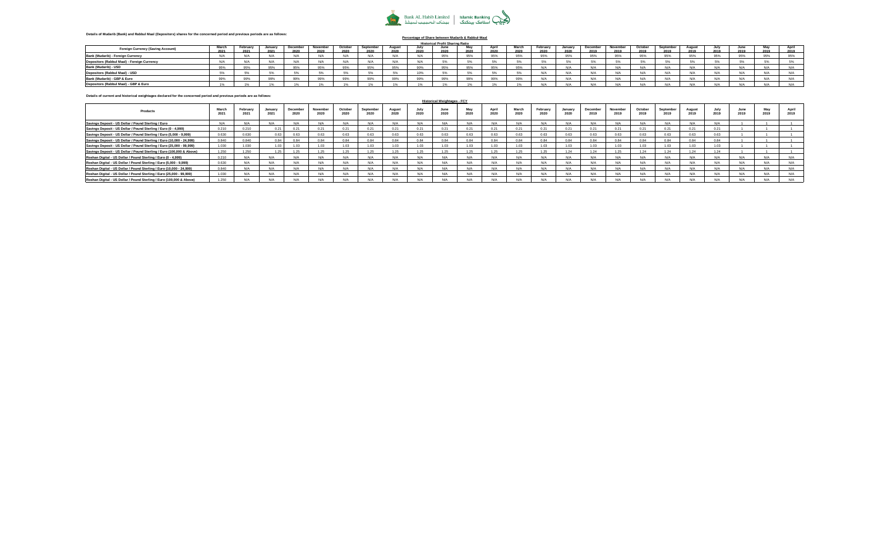**Details of Mudarib (Bank) and Rabbul Maal (Depositors) shares for the concerned period and previous periods are as follows:**

**Percentage of Share between Mudarib & Rabbul-Maal**

Historical Profit Sharing Ratio

| Foreign Currency (Saving Account) | March 2021 | February 2021 | January 2021 | December 2020 | November 2020 | October 2020 | September 2020 | August 2020 | July 2020 | June 2020 | May 2020 | April 2020 | March 2020 | February 2020 | January 2020 | December 2019 | November 2019 | October 2019 | September 2019 | August 2019 | July 2019 | June 2019 | May 2019 | April 2019 |
|---|---|---|---|---|---|---|---|---|---|---|---|---|---|---|---|---|---|---|---|---|---|---|---|---|
| Bank (Mudarib) - Foreign Currency | N/A | N/A | N/A | N/A | N/A | N/A | N/A | N/A | N/A | 95% | 95% | 95% | 95% | 95% | 95% | 95% | 95% | 95% | 95% | 95% | 95% | 95% | 95% | 95% |
| Depositors (Rabbul Maal) - Foreign Currency | N/A | N/A | N/A | N/A | N/A | N/A | N/A | N/A | N/A | 5% | 5% | 5% | 5% | 5% | 5% | 5% | 5% | 5% | 5% | 5% | 5% | 5% | 5% | 5% |
| Bank (Mudarib) - USD | 95% | 95% | 95% | 95% | 95% | 95% | 95% | 95% | 90% | 95% | 95% | 95% | 95% | N/A | N/A | N/A | N/A | N/A | N/A | N/A | N/A | N/A | N/A | N/A |
| Depositors (Rabbul Maal) - USD | 5% | 5% | 5% | 5% | 5% | 5% | 5% | 5% | 10% | 5% | 5% | 5% | 5% | N/A | N/A | N/A | N/A | N/A | N/A | N/A | N/A | N/A | N/A | N/A |
| Bank (Mudarib) - GBP & Euro | 99% | 99% | 99% | 99% | 99% | 99% | 99% | 99% | 99% | 99% | 99% | 99% | 99% | N/A | N/A | N/A | N/A | N/A | N/A | N/A | N/A | N/A | N/A | N/A |
| Depositors (Rabbul Maal) - GBP & Euro | 1% | 1% | 1% | 1% | 1% | 1% | 1% | 1% | 1% | 1% | 1% | 1% | 1% | N/A | N/A | N/A | N/A | N/A | N/A | N/A | N/A | N/A | N/A | N/A |

**Details of current and historical weightages declared for the concerned period and previous periods are as follows:**

Historical Weightages - FCY

| Products | March 2021 | February 2021 | January 2021 | December 2020 | November 2020 | October 2020 | September 2020 | August 2020 | July 2020 | June 2020 | May 2020 | April 2020 | March 2020 | February 2020 | January 2020 | December 2019 | November 2019 | October 2019 | September 2019 | August 2019 | July 2019 | June 2019 | May 2019 | April 2019 |
|---|---|---|---|---|---|---|---|---|---|---|---|---|---|---|---|---|---|---|---|---|---|---|---|---|
| Savings Deposit - US Dollar / Pound Sterling / Euro | N/A | N/A | N/A | N/A | N/A | N/A | N/A | N/A | N/A | N/A | N/A | N/A | N/A | N/A | N/A | N/A | N/A | N/A | N/A | N/A | N/A | 1 | 1 | 1 |
| Savings Deposit - US Dollar / Pound Sterling / Euro (0 - 4,999) | 0.210 | 0.210 | 0.21 | 0.21 | 0.21 | 0.21 | 0.21 | 0.21 | 0.21 | 0.21 | 0.21 | 0.21 | 0.21 | 0.21 | 0.21 | 0.21 | 0.21 | 0.21 | 0.21 | 0.21 | 0.21 | 1 | 1 | 1 |
| Savings Deposit - US Dollar / Pound Sterling / Euro (5,000 - 9,999) | 0.630 | 0.630 | 0.63 | 0.63 | 0.63 | 0.63 | 0.63 | 0.63 | 0.63 | 0.63 | 0.63 | 0.63 | 0.63 | 0.63 | 0.63 | 0.63 | 0.63 | 0.63 | 0.63 | 0.63 | 0.63 | 1 | 1 | 1 |
| Savings Deposit - US Dollar / Pound Sterling / Euro (10,000 - 24,999) | 0.840 | 0.840 | 0.84 | 0.84 | 0.84 | 0.84 | 0.84 | 0.84 | 0.84 | 0.84 | 0.84 | 0.84 | 0.84 | 0.84 | 0.84 | 0.84 | 0.84 | 0.84 | 0.84 | 0.84 | 0.84 | 1 | 1 | 1 |
| Savings Deposit - US Dollar / Pound Sterling / Euro (25,000 - 99,999) | 1.030 | 1.030 | 1.03 | 1.03 | 1.03 | 1.03 | 1.03 | 1.03 | 1.03 | 1.03 | 1.03 | 1.03 | 1.03 | 1.03 | 1.03 | 1.03 | 1.03 | 1.03 | 1.03 | 1.03 | 1.03 | 1 | 1 | 1 |
| Savings Deposit - US Dollar / Pound Sterling / Euro (100,000 & Above) | 1.250 | 1.250 | 1.25 | 1.25 | 1.25 | 1.25 | 1.25 | 1.25 | 1.25 | 1.25 | 1.25 | 1.25 | 1.25 | 1.25 | 1.24 | 1.24 | 1.25 | 1.24 | 1.24 | 1.24 | 1.24 | 1 | 1 | 1 |
| Roshan Digital - US Dollar / Pound Sterling / Euro (0 - 4,999) | 0.210 | N/A | N/A | N/A | N/A | N/A | N/A | N/A | N/A | N/A | N/A | N/A | N/A | N/A | N/A | N/A | N/A | N/A | N/A | N/A | N/A | N/A | N/A | N/A |
| Roshan Digital - US Dollar / Pound Sterling / Euro (5,000 - 9,999) | 0.630 | N/A | N/A | N/A | N/A | N/A | N/A | N/A | N/A | N/A | N/A | N/A | N/A | N/A | N/A | N/A | N/A | N/A | N/A | N/A | N/A | N/A | N/A | N/A |
| Roshan Digital - US Dollar / Pound Sterling / Euro (10,000 - 24,999) | 0.840 | N/A | N/A | N/A | N/A | N/A | N/A | N/A | N/A | N/A | N/A | N/A | N/A | N/A | N/A | N/A | N/A | N/A | N/A | N/A | N/A | N/A | N/A | N/A |
| Roshan Digital - US Dollar / Pound Sterling / Euro (25,000 - 99,999) | 1.030 | N/A | N/A | N/A | N/A | N/A | N/A | N/A | N/A | N/A | N/A | N/A | N/A | N/A | N/A | N/A | N/A | N/A | N/A | N/A | N/A | N/A | N/A | N/A |
| Roshan Digital - US Dollar / Pound Sterling / Euro (100,000 & Above) | 1.250 | N/A | N/A | N/A | N/A | N/A | N/A | N/A | N/A | N/A | N/A | N/A | N/A | N/A | N/A | N/A | N/A | N/A | N/A | N/A | N/A | N/A | N/A | N/A |